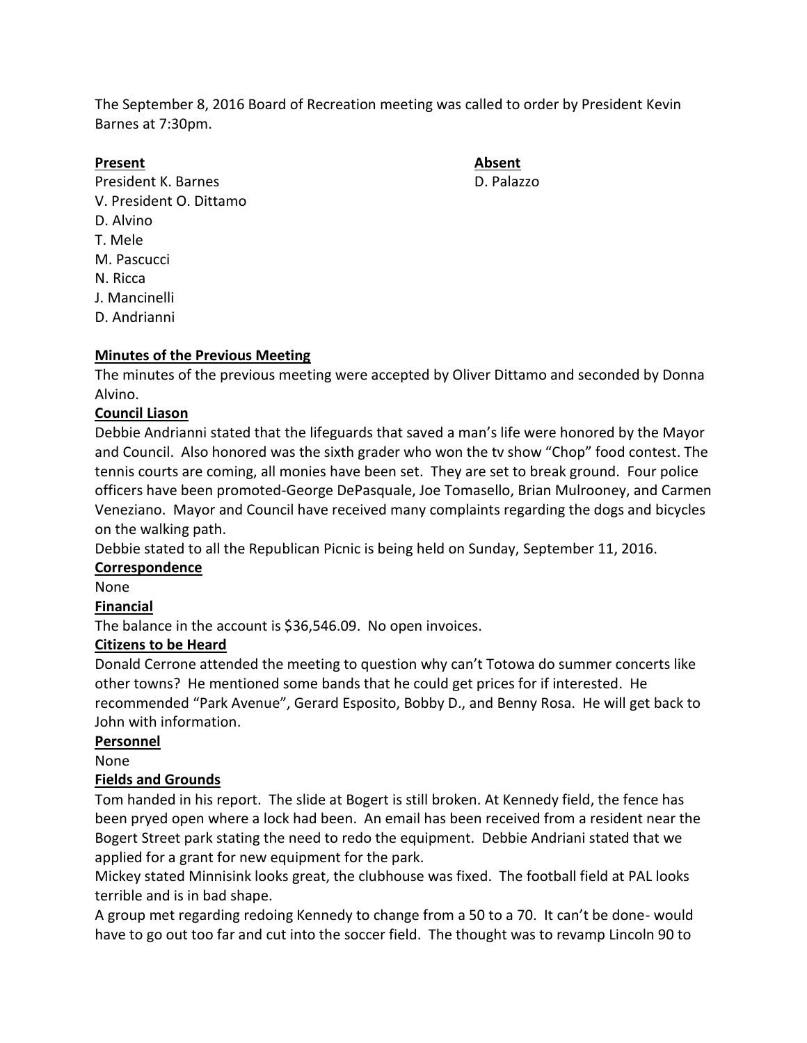The September 8, 2016 Board of Recreation meeting was called to order by President Kevin Barnes at 7:30pm.

| **Present** | **Absent** |
|---|---|
| President K. Barnes | D. Palazzo |
| V. President O. Dittamo | |
| D. Alvino | |
| T. Mele | |
| M. Pascucci | |
| N. Ricca | |
| J. Mancinelli | |
| D. Andrianni | |

**Minutes of the Previous Meeting**

The minutes of the previous meeting were accepted by Oliver Dittamo and seconded by Donna Alvino.

**Council Liason**

Debbie Andrianni stated that the lifeguards that saved a man's life were honored by the Mayor and Council. Also honored was the sixth grader who won the tv show "Chop" food contest. The tennis courts are coming, all monies have been set. They are set to break ground. Four police officers have been promoted-George DePasquale, Joe Tomasello, Brian Mulrooney, and Carmen Veneziano. Mayor and Council have received many complaints regarding the dogs and bicycles on the walking path.

Debbie stated to all the Republican Picnic is being held on Sunday, September 11, 2016.

**Correspondence**

None

**Financial**

The balance in the account is $36,546.09. No open invoices.

**Citizens to be Heard**

Donald Cerrone attended the meeting to question why can't Totowa do summer concerts like other towns? He mentioned some bands that he could get prices for if interested. He recommended "Park Avenue", Gerard Esposito, Bobby D., and Benny Rosa. He will get back to John with information.

**Personnel**

None

**Fields and Grounds**

Tom handed in his report. The slide at Bogert is still broken. At Kennedy field, the fence has been pryed open where a lock had been. An email has been received from a resident near the Bogert Street park stating the need to redo the equipment. Debbie Andriani stated that we applied for a grant for new equipment for the park.

Mickey stated Minnisink looks great, the clubhouse was fixed. The football field at PAL looks terrible and is in bad shape.

A group met regarding redoing Kennedy to change from a 50 to a 70. It can't be done- would have to go out too far and cut into the soccer field. The thought was to revamp Lincoln 90 to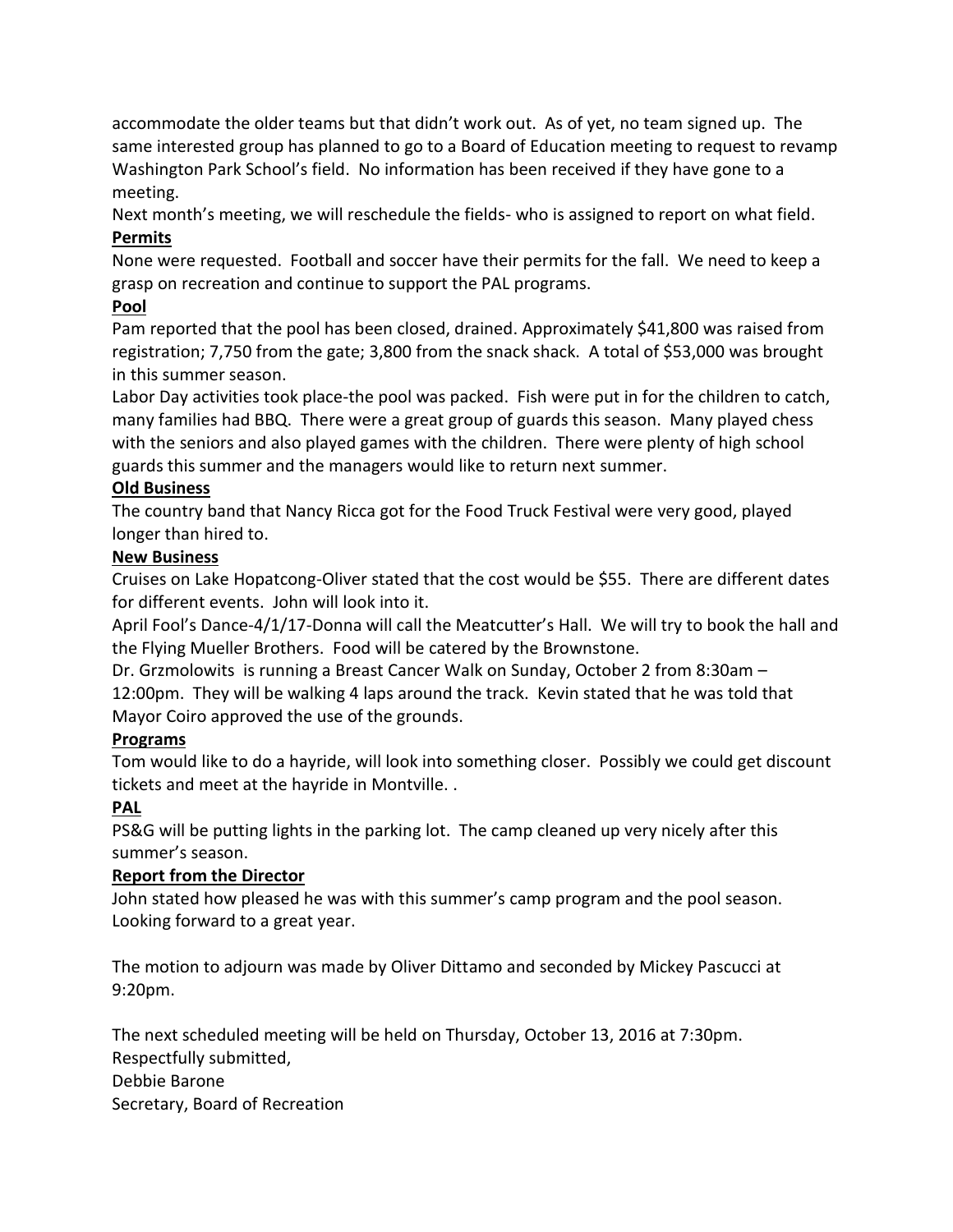accommodate the older teams but that didn't work out. As of yet, no team signed up. The same interested group has planned to go to a Board of Education meeting to request to revamp Washington Park School's field. No information has been received if they have gone to a meeting.

Next month's meeting, we will reschedule the fields- who is assigned to report on what field.

**Permits**

None were requested. Football and soccer have their permits for the fall. We need to keep a grasp on recreation and continue to support the PAL programs.

**Pool**

Pam reported that the pool has been closed, drained. Approximately $41,800 was raised from registration; 7,750 from the gate; 3,800 from the snack shack. A total of $53,000 was brought in this summer season.

Labor Day activities took place-the pool was packed. Fish were put in for the children to catch, many families had BBQ. There were a great group of guards this season. Many played chess with the seniors and also played games with the children. There were plenty of high school guards this summer and the managers would like to return next summer.

**Old Business**

The country band that Nancy Ricca got for the Food Truck Festival were very good, played longer than hired to.

**New Business**

Cruises on Lake Hopatcong-Oliver stated that the cost would be $55. There are different dates for different events. John will look into it.

April Fool's Dance-4/1/17-Donna will call the Meatcutter's Hall. We will try to book the hall and the Flying Mueller Brothers. Food will be catered by the Brownstone.

Dr. Grzmolowits is running a Breast Cancer Walk on Sunday, October 2 from 8:30am – 12:00pm. They will be walking 4 laps around the track. Kevin stated that he was told that Mayor Coiro approved the use of the grounds.

**Programs**

Tom would like to do a hayride, will look into something closer. Possibly we could get discount tickets and meet at the hayride in Montville. .

**PAL**

PS&G will be putting lights in the parking lot. The camp cleaned up very nicely after this summer's season.

**Report from the Director**

John stated how pleased he was with this summer's camp program and the pool season. Looking forward to a great year.

The motion to adjourn was made by Oliver Dittamo and seconded by Mickey Pascucci at 9:20pm.

The next scheduled meeting will be held on Thursday, October 13, 2016 at 7:30pm.

Respectfully submitted,

Debbie Barone

Secretary, Board of Recreation